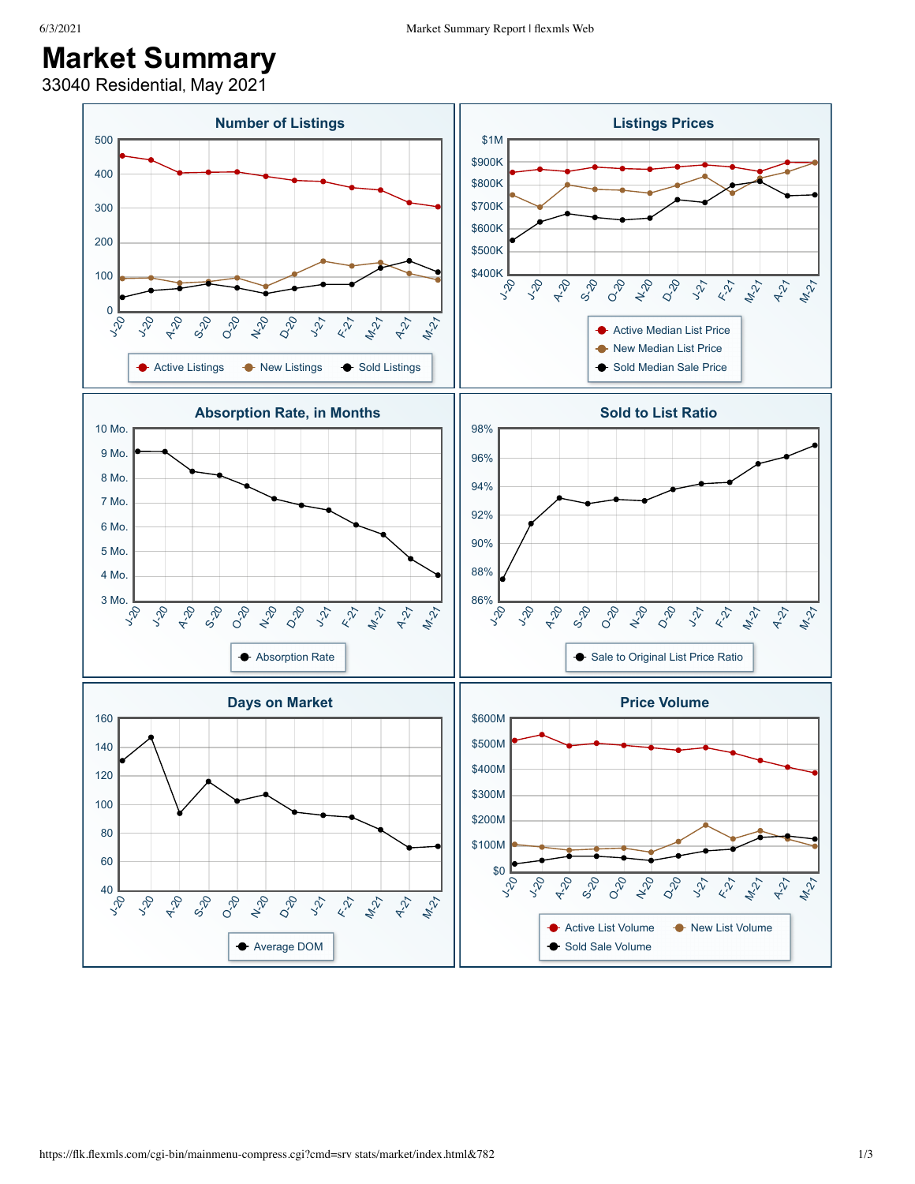# Market Summary

33040 Residential, May 2021

## Number of Listings

500, 400, 300, 200, 100, 0

J-20, J-20, A-20, S-20, O-20, N-20, D-20, J-21, F-21, M-21, A-21, M-21

Active Listings | New Listings | Sold Listings

## Listings Prices

$1M, $900K, $800K, $700K, $600K, $500K, $400K

J-20, J-20, A-20, S-20, O-20, N-20, D-20, J-21, F-21, M-21, A-21, M-21

Active Median List Price | New Median List Price | Sold Median Sale Price

## Absorption Rate, in Months

10 Mo., 9 Mo., 8 Mo., 7 Mo., 6 Mo., 5 Mo., 4 Mo., 3 Mo.

J-20, J-20, A-20, S-20, O-20, N-20, D-20, J-21, F-21, M-21, A-21, M-21

Absorption Rate

## Sold to List Ratio

98%, 96%, 94%, 92%, 90%, 88%, 86%

J-20, J-20, A-20, S-20, O-20, N-20, D-20, J-21, F-21, M-21, A-21, M-21

Sale to Original List Price Ratio

## Days on Market

160, 140, 120, 100, 80, 60, 40

J-20, J-20, A-20, S-20, O-20, N-20, D-20, J-21, F-21, M-21, A-21, M-21

Average DOM

## Price Volume

$600M, $500M, $400M, $300M, $200M, $100M, $0

J-20, J-20, A-20, S-20, O-20, N-20, D-20, J-21, F-21, M-21, A-21, M-21

Active List Volume | New List Volume | Sold Sale Volume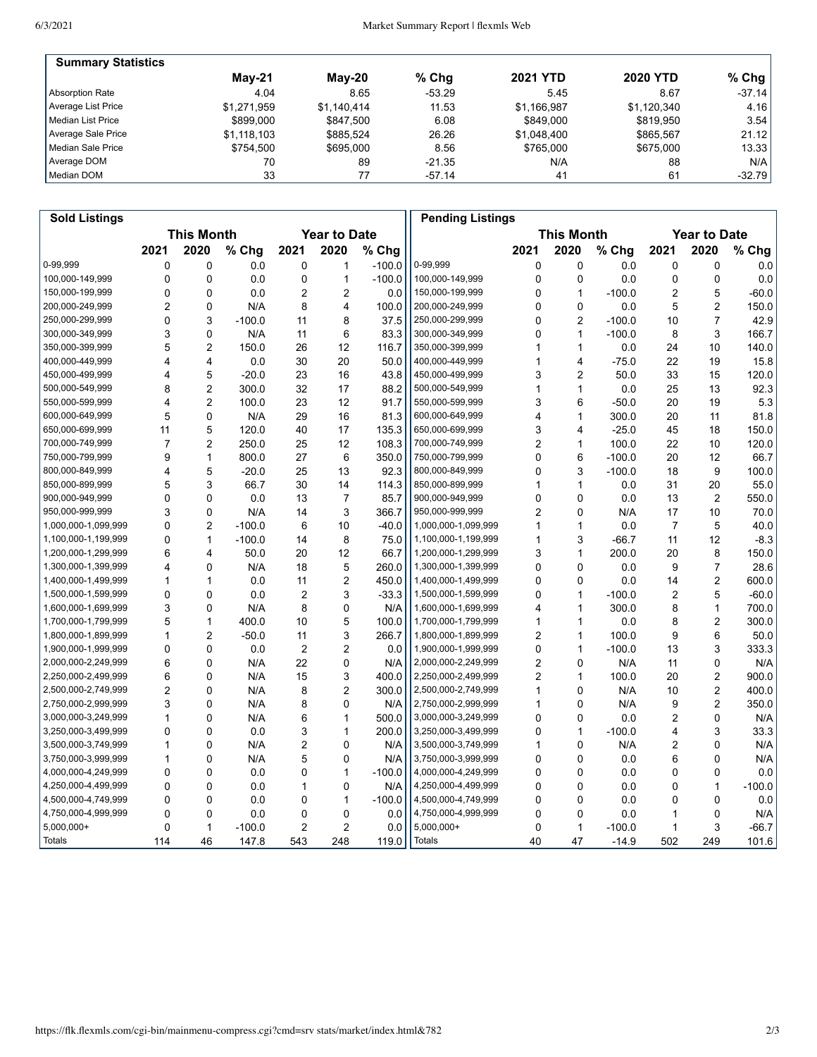## Summary Statistics

| | May-21 | May-20 | % Chg | 2021 YTD | 2020 YTD | % Chg |
|---|---|---|---|---|---|---|
| Absorption Rate | 4.04 | 8.65 | -53.29 | 5.45 | 8.67 | -37.14 |
| Average List Price | $1,271,959 | $1,140,414 | 11.53 | $1,166,987 | $1,120,340 | 4.16 |
| Median List Price | $899,000 | $847,500 | 6.08 | $849,000 | $819,950 | 3.54 |
| Average Sale Price | $1,118,103 | $885,524 | 26.26 | $1,048,400 | $865,567 | 21.12 |
| Median Sale Price | $754,500 | $695,000 | 8.56 | $765,000 | $675,000 | 13.33 |
| Average DOM | 70 | 89 | -21.35 | N/A | 88 | N/A |
| Median DOM | 33 | 77 | -57.14 | 41 | 61 | -32.79 |

## Sold Listings

| | This Month | | | Year to Date | | |
|---|---|---|---|---|---|---|
| | 2021 | 2020 | % Chg | 2021 | 2020 | % Chg |
| 0-99,999 | 0 | 0 | 0.0 | 0 | 1 | -100.0 |
| 100,000-149,999 | 0 | 0 | 0.0 | 0 | 1 | -100.0 |
| 150,000-199,999 | 0 | 0 | 0.0 | 2 | 2 | 0.0 |
| 200,000-249,999 | 2 | 0 | N/A | 8 | 4 | 100.0 |
| 250,000-299,999 | 0 | 3 | -100.0 | 11 | 8 | 37.5 |
| 300,000-349,999 | 3 | 0 | N/A | 11 | 6 | 83.3 |
| 350,000-399,999 | 5 | 2 | 150.0 | 26 | 12 | 116.7 |
| 400,000-449,999 | 4 | 4 | 0.0 | 30 | 20 | 50.0 |
| 450,000-499,999 | 4 | 5 | -20.0 | 23 | 16 | 43.8 |
| 500,000-549,999 | 8 | 2 | 300.0 | 32 | 17 | 88.2 |
| 550,000-599,999 | 4 | 2 | 100.0 | 23 | 12 | 91.7 |
| 600,000-649,999 | 5 | 0 | N/A | 29 | 16 | 81.3 |
| 650,000-699,999 | 11 | 5 | 120.0 | 40 | 17 | 135.3 |
| 700,000-749,999 | 7 | 2 | 250.0 | 25 | 12 | 108.3 |
| 750,000-799,999 | 9 | 1 | 800.0 | 27 | 6 | 350.0 |
| 800,000-849,999 | 4 | 5 | -20.0 | 25 | 13 | 92.3 |
| 850,000-899,999 | 5 | 3 | 66.7 | 30 | 14 | 114.3 |
| 900,000-949,999 | 0 | 0 | 0.0 | 13 | 7 | 85.7 |
| 950,000-999,999 | 3 | 0 | N/A | 14 | 3 | 366.7 |
| 1,000,000-1,099,999 | 0 | 2 | -100.0 | 6 | 10 | -40.0 |
| 1,100,000-1,199,999 | 0 | 1 | -100.0 | 14 | 8 | 75.0 |
| 1,200,000-1,299,999 | 6 | 4 | 50.0 | 20 | 12 | 66.7 |
| 1,300,000-1,399,999 | 4 | 0 | N/A | 18 | 5 | 260.0 |
| 1,400,000-1,499,999 | 1 | 1 | 0.0 | 11 | 2 | 450.0 |
| 1,500,000-1,599,999 | 0 | 0 | 0.0 | 2 | 3 | -33.3 |
| 1,600,000-1,699,999 | 3 | 0 | N/A | 8 | 0 | N/A |
| 1,700,000-1,799,999 | 5 | 1 | 400.0 | 10 | 5 | 100.0 |
| 1,800,000-1,899,999 | 1 | 2 | -50.0 | 11 | 3 | 266.7 |
| 1,900,000-1,999,999 | 0 | 0 | 0.0 | 2 | 2 | 0.0 |
| 2,000,000-2,249,999 | 6 | 0 | N/A | 22 | 0 | N/A |
| 2,250,000-2,499,999 | 6 | 0 | N/A | 15 | 3 | 400.0 |
| 2,500,000-2,749,999 | 2 | 0 | N/A | 8 | 2 | 300.0 |
| 2,750,000-2,999,999 | 3 | 0 | N/A | 8 | 0 | N/A |
| 3,000,000-3,249,999 | 1 | 0 | N/A | 6 | 1 | 500.0 |
| 3,250,000-3,499,999 | 0 | 0 | 0.0 | 3 | 1 | 200.0 |
| 3,500,000-3,749,999 | 1 | 0 | N/A | 2 | 0 | N/A |
| 3,750,000-3,999,999 | 1 | 0 | N/A | 5 | 0 | N/A |
| 4,000,000-4,249,999 | 0 | 0 | 0.0 | 0 | 1 | -100.0 |
| 4,250,000-4,499,999 | 0 | 0 | 0.0 | 1 | 0 | N/A |
| 4,500,000-4,749,999 | 0 | 0 | 0.0 | 0 | 1 | -100.0 |
| 4,750,000-4,999,999 | 0 | 0 | 0.0 | 0 | 0 | 0.0 |
| 5,000,000+ | 0 | 1 | -100.0 | 2 | 2 | 0.0 |
| Totals | 114 | 46 | 147.8 | 543 | 248 | 119.0 |

## Pending Listings

| | This Month | | | Year to Date | | |
|---|---|---|---|---|---|---|
| | 2021 | 2020 | % Chg | 2021 | 2020 | % Chg |
| 0-99,999 | 0 | 0 | 0.0 | 0 | 0 | 0.0 |
| 100,000-149,999 | 0 | 0 | 0.0 | 0 | 0 | 0.0 |
| 150,000-199,999 | 0 | 1 | -100.0 | 2 | 5 | -60.0 |
| 200,000-249,999 | 0 | 0 | 0.0 | 5 | 2 | 150.0 |
| 250,000-299,999 | 0 | 2 | -100.0 | 10 | 7 | 42.9 |
| 300,000-349,999 | 0 | 1 | -100.0 | 8 | 3 | 166.7 |
| 350,000-399,999 | 1 | 1 | 0.0 | 24 | 10 | 140.0 |
| 400,000-449,999 | 1 | 4 | -75.0 | 22 | 19 | 15.8 |
| 450,000-499,999 | 3 | 2 | 50.0 | 33 | 15 | 120.0 |
| 500,000-549,999 | 1 | 1 | 0.0 | 25 | 13 | 92.3 |
| 550,000-599,999 | 3 | 6 | -50.0 | 20 | 19 | 5.3 |
| 600,000-649,999 | 4 | 1 | 300.0 | 20 | 11 | 81.8 |
| 650,000-699,999 | 3 | 4 | -25.0 | 45 | 18 | 150.0 |
| 700,000-749,999 | 2 | 1 | 100.0 | 22 | 10 | 120.0 |
| 750,000-799,999 | 0 | 6 | -100.0 | 20 | 12 | 66.7 |
| 800,000-849,999 | 0 | 3 | -100.0 | 18 | 9 | 100.0 |
| 850,000-899,999 | 1 | 1 | 0.0 | 31 | 20 | 55.0 |
| 900,000-949,999 | 0 | 0 | 0.0 | 13 | 2 | 550.0 |
| 950,000-999,999 | 2 | 0 | N/A | 17 | 10 | 70.0 |
| 1,000,000-1,099,999 | 1 | 1 | 0.0 | 7 | 5 | 40.0 |
| 1,100,000-1,199,999 | 1 | 3 | -66.7 | 11 | 12 | -8.3 |
| 1,200,000-1,299,999 | 3 | 1 | 200.0 | 20 | 8 | 150.0 |
| 1,300,000-1,399,999 | 0 | 0 | 0.0 | 9 | 7 | 28.6 |
| 1,400,000-1,499,999 | 0 | 0 | 0.0 | 14 | 2 | 600.0 |
| 1,500,000-1,599,999 | 0 | 1 | -100.0 | 2 | 5 | -60.0 |
| 1,600,000-1,699,999 | 4 | 1 | 300.0 | 8 | 1 | 700.0 |
| 1,700,000-1,799,999 | 1 | 1 | 0.0 | 8 | 2 | 300.0 |
| 1,800,000-1,899,999 | 2 | 1 | 100.0 | 9 | 6 | 50.0 |
| 1,900,000-1,999,999 | 0 | 1 | -100.0 | 13 | 3 | 333.3 |
| 2,000,000-2,249,999 | 2 | 0 | N/A | 11 | 0 | N/A |
| 2,250,000-2,499,999 | 2 | 1 | 100.0 | 20 | 2 | 900.0 |
| 2,500,000-2,749,999 | 1 | 0 | N/A | 10 | 2 | 400.0 |
| 2,750,000-2,999,999 | 1 | 0 | N/A | 9 | 2 | 350.0 |
| 3,000,000-3,249,999 | 0 | 0 | 0.0 | 2 | 0 | N/A |
| 3,250,000-3,499,999 | 0 | 1 | -100.0 | 4 | 3 | 33.3 |
| 3,500,000-3,749,999 | 1 | 0 | N/A | 2 | 0 | N/A |
| 3,750,000-3,999,999 | 0 | 0 | 0.0 | 6 | 0 | N/A |
| 4,000,000-4,249,999 | 0 | 0 | 0.0 | 0 | 0 | 0.0 |
| 4,250,000-4,499,999 | 0 | 0 | 0.0 | 0 | 1 | -100.0 |
| 4,500,000-4,749,999 | 0 | 0 | 0.0 | 0 | 0 | 0.0 |
| 4,750,000-4,999,999 | 0 | 0 | 0.0 | 1 | 0 | N/A |
| 5,000,000+ | 0 | 1 | -100.0 | 1 | 3 | -66.7 |
| Totals | 40 | 47 | -14.9 | 502 | 249 | 101.6 |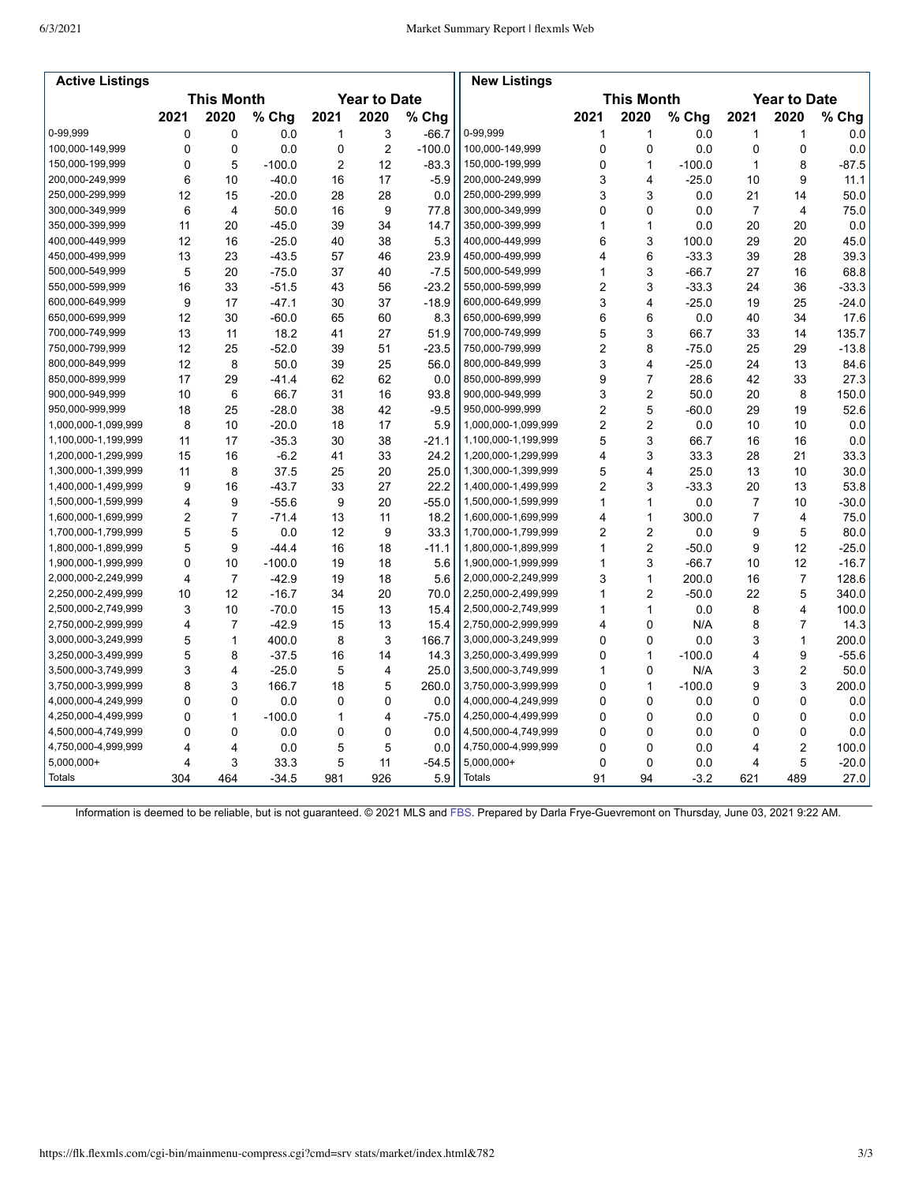| Active Listings | This Month | | | Year to Date | | |
|---|---|---|---|---|---|---|
| | 2021 | 2020 | % Chg | 2021 | 2020 | % Chg |
| 0-99,999 | 0 | 0 | 0.0 | 1 | 3 | -66.7 |
| 100,000-149,999 | 0 | 0 | 0.0 | 0 | 2 | -100.0 |
| 150,000-199,999 | 0 | 5 | -100.0 | 2 | 12 | -83.3 |
| 200,000-249,999 | 6 | 10 | -40.0 | 16 | 17 | -5.9 |
| 250,000-299,999 | 12 | 15 | -20.0 | 28 | 28 | 0.0 |
| 300,000-349,999 | 6 | 4 | 50.0 | 16 | 9 | 77.8 |
| 350,000-399,999 | 11 | 20 | -45.0 | 39 | 34 | 14.7 |
| 400,000-449,999 | 12 | 16 | -25.0 | 40 | 38 | 5.3 |
| 450,000-499,999 | 13 | 23 | -43.5 | 57 | 46 | 23.9 |
| 500,000-549,999 | 5 | 20 | -75.0 | 37 | 40 | -7.5 |
| 550,000-599,999 | 16 | 33 | -51.5 | 43 | 56 | -23.2 |
| 600,000-649,999 | 9 | 17 | -47.1 | 30 | 37 | -18.9 |
| 650,000-699,999 | 12 | 30 | -60.0 | 65 | 60 | 8.3 |
| 700,000-749,999 | 13 | 11 | 18.2 | 41 | 27 | 51.9 |
| 750,000-799,999 | 12 | 25 | -52.0 | 39 | 51 | -23.5 |
| 800,000-849,999 | 12 | 8 | 50.0 | 39 | 25 | 56.0 |
| 850,000-899,999 | 17 | 29 | -41.4 | 62 | 62 | 0.0 |
| 900,000-949,999 | 10 | 6 | 66.7 | 31 | 16 | 93.8 |
| 950,000-999,999 | 18 | 25 | -28.0 | 38 | 42 | -9.5 |
| 1,000,000-1,099,999 | 8 | 10 | -20.0 | 18 | 17 | 5.9 |
| 1,100,000-1,199,999 | 11 | 17 | -35.3 | 30 | 38 | -21.1 |
| 1,200,000-1,299,999 | 15 | 16 | -6.2 | 41 | 33 | 24.2 |
| 1,300,000-1,399,999 | 11 | 8 | 37.5 | 25 | 20 | 25.0 |
| 1,400,000-1,499,999 | 9 | 16 | -43.7 | 33 | 27 | 22.2 |
| 1,500,000-1,599,999 | 4 | 9 | -55.6 | 9 | 20 | -55.0 |
| 1,600,000-1,699,999 | 2 | 7 | -71.4 | 13 | 11 | 18.2 |
| 1,700,000-1,799,999 | 5 | 5 | 0.0 | 12 | 9 | 33.3 |
| 1,800,000-1,899,999 | 5 | 9 | -44.4 | 16 | 18 | -11.1 |
| 1,900,000-1,999,999 | 0 | 10 | -100.0 | 19 | 18 | 5.6 |
| 2,000,000-2,249,999 | 4 | 7 | -42.9 | 19 | 18 | 5.6 |
| 2,250,000-2,499,999 | 10 | 12 | -16.7 | 34 | 20 | 70.0 |
| 2,500,000-2,749,999 | 3 | 10 | -70.0 | 15 | 13 | 15.4 |
| 2,750,000-2,999,999 | 4 | 7 | -42.9 | 15 | 13 | 15.4 |
| 3,000,000-3,249,999 | 5 | 1 | 400.0 | 8 | 3 | 166.7 |
| 3,250,000-3,499,999 | 5 | 8 | -37.5 | 16 | 14 | 14.3 |
| 3,500,000-3,749,999 | 3 | 4 | -25.0 | 5 | 4 | 25.0 |
| 3,750,000-3,999,999 | 8 | 3 | 166.7 | 18 | 5 | 260.0 |
| 4,000,000-4,249,999 | 0 | 0 | 0.0 | 0 | 0 | 0.0 |
| 4,250,000-4,499,999 | 0 | 1 | -100.0 | 1 | 4 | -75.0 |
| 4,500,000-4,749,999 | 0 | 0 | 0.0 | 0 | 0 | 0.0 |
| 4,750,000-4,999,999 | 4 | 4 | 0.0 | 5 | 5 | 0.0 |
| 5,000,000+ | 4 | 3 | 33.3 | 5 | 11 | -54.5 |
| Totals | 304 | 464 | -34.5 | 981 | 926 | 5.9 |

| New Listings | This Month | | | Year to Date | | |
|---|---|---|---|---|---|---|
| | 2021 | 2020 | % Chg | 2021 | 2020 | % Chg |
| 0-99,999 | 1 | 1 | 0.0 | 1 | 1 | 0.0 |
| 100,000-149,999 | 0 | 0 | 0.0 | 0 | 0 | 0.0 |
| 150,000-199,999 | 0 | 1 | -100.0 | 1 | 8 | -87.5 |
| 200,000-249,999 | 3 | 4 | -25.0 | 10 | 9 | 11.1 |
| 250,000-299,999 | 3 | 3 | 0.0 | 21 | 14 | 50.0 |
| 300,000-349,999 | 0 | 0 | 0.0 | 7 | 4 | 75.0 |
| 350,000-399,999 | 1 | 1 | 0.0 | 20 | 20 | 0.0 |
| 400,000-449,999 | 6 | 3 | 100.0 | 29 | 20 | 45.0 |
| 450,000-499,999 | 4 | 6 | -33.3 | 39 | 28 | 39.3 |
| 500,000-549,999 | 1 | 3 | -66.7 | 27 | 16 | 68.8 |
| 550,000-599,999 | 2 | 3 | -33.3 | 24 | 36 | -33.3 |
| 600,000-649,999 | 3 | 4 | -25.0 | 19 | 25 | -24.0 |
| 650,000-699,999 | 6 | 6 | 0.0 | 40 | 34 | 17.6 |
| 700,000-749,999 | 5 | 3 | 66.7 | 33 | 14 | 135.7 |
| 750,000-799,999 | 2 | 8 | -75.0 | 25 | 29 | -13.8 |
| 800,000-849,999 | 3 | 4 | -25.0 | 24 | 13 | 84.6 |
| 850,000-899,999 | 9 | 7 | 28.6 | 42 | 33 | 27.3 |
| 900,000-949,999 | 3 | 2 | 50.0 | 20 | 8 | 150.0 |
| 950,000-999,999 | 2 | 5 | -60.0 | 29 | 19 | 52.6 |
| 1,000,000-1,099,999 | 2 | 2 | 0.0 | 10 | 10 | 0.0 |
| 1,100,000-1,199,999 | 5 | 3 | 66.7 | 16 | 16 | 0.0 |
| 1,200,000-1,299,999 | 4 | 3 | 33.3 | 28 | 21 | 33.3 |
| 1,300,000-1,399,999 | 5 | 4 | 25.0 | 13 | 10 | 30.0 |
| 1,400,000-1,499,999 | 2 | 3 | -33.3 | 20 | 13 | 53.8 |
| 1,500,000-1,599,999 | 1 | 1 | 0.0 | 7 | 10 | -30.0 |
| 1,600,000-1,699,999 | 4 | 1 | 300.0 | 7 | 4 | 75.0 |
| 1,700,000-1,799,999 | 2 | 2 | 0.0 | 9 | 5 | 80.0 |
| 1,800,000-1,899,999 | 1 | 2 | -50.0 | 9 | 12 | -25.0 |
| 1,900,000-1,999,999 | 1 | 3 | -66.7 | 10 | 12 | -16.7 |
| 2,000,000-2,249,999 | 3 | 1 | 200.0 | 16 | 7 | 128.6 |
| 2,250,000-2,499,999 | 1 | 2 | -50.0 | 22 | 5 | 340.0 |
| 2,500,000-2,749,999 | 1 | 1 | 0.0 | 8 | 4 | 100.0 |
| 2,750,000-2,999,999 | 4 | 0 | N/A | 8 | 7 | 14.3 |
| 3,000,000-3,249,999 | 0 | 0 | 0.0 | 3 | 1 | 200.0 |
| 3,250,000-3,499,999 | 0 | 1 | -100.0 | 4 | 9 | -55.6 |
| 3,500,000-3,749,999 | 1 | 0 | N/A | 3 | 2 | 50.0 |
| 3,750,000-3,999,999 | 0 | 1 | -100.0 | 9 | 3 | 200.0 |
| 4,000,000-4,249,999 | 0 | 0 | 0.0 | 0 | 0 | 0.0 |
| 4,250,000-4,499,999 | 0 | 0 | 0.0 | 0 | 0 | 0.0 |
| 4,500,000-4,749,999 | 0 | 0 | 0.0 | 0 | 0 | 0.0 |
| 4,750,000-4,999,999 | 0 | 0 | 0.0 | 4 | 2 | 100.0 |
| 5,000,000+ | 0 | 0 | 0.0 | 4 | 5 | -20.0 |
| Totals | 91 | 94 | -3.2 | 621 | 489 | 27.0 |

Information is deemed to be reliable, but is not guaranteed. © 2021 MLS and FBS. Prepared by Darla Frye-Guevremont on Thursday, June 03, 2021 9:22 AM.